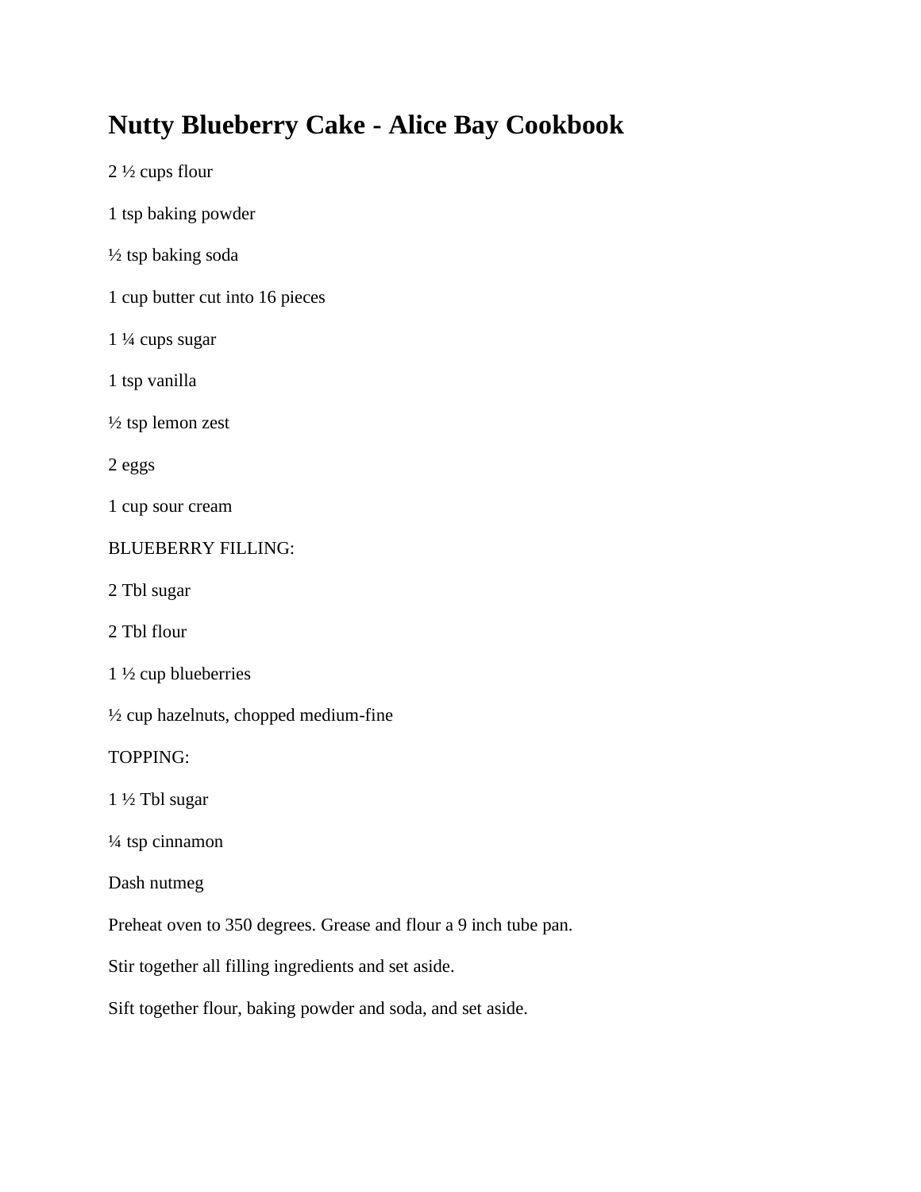# Nutty Blueberry Cake - Alice Bay Cookbook

2 ½ cups flour

1 tsp baking powder

½ tsp baking soda

1 cup butter cut into 16 pieces

1 ¼ cups sugar

1 tsp vanilla

½ tsp lemon zest

2 eggs

1 cup sour cream

BLUEBERRY FILLING:

2 Tbl sugar

2 Tbl flour

1 ½ cup blueberries

½ cup hazelnuts, chopped medium-fine

TOPPING:

1 ½ Tbl sugar

¼ tsp cinnamon

Dash nutmeg

Preheat oven to 350 degrees. Grease and flour a 9 inch tube pan.

Stir together all filling ingredients and set aside.

Sift together flour, baking powder and soda, and set aside.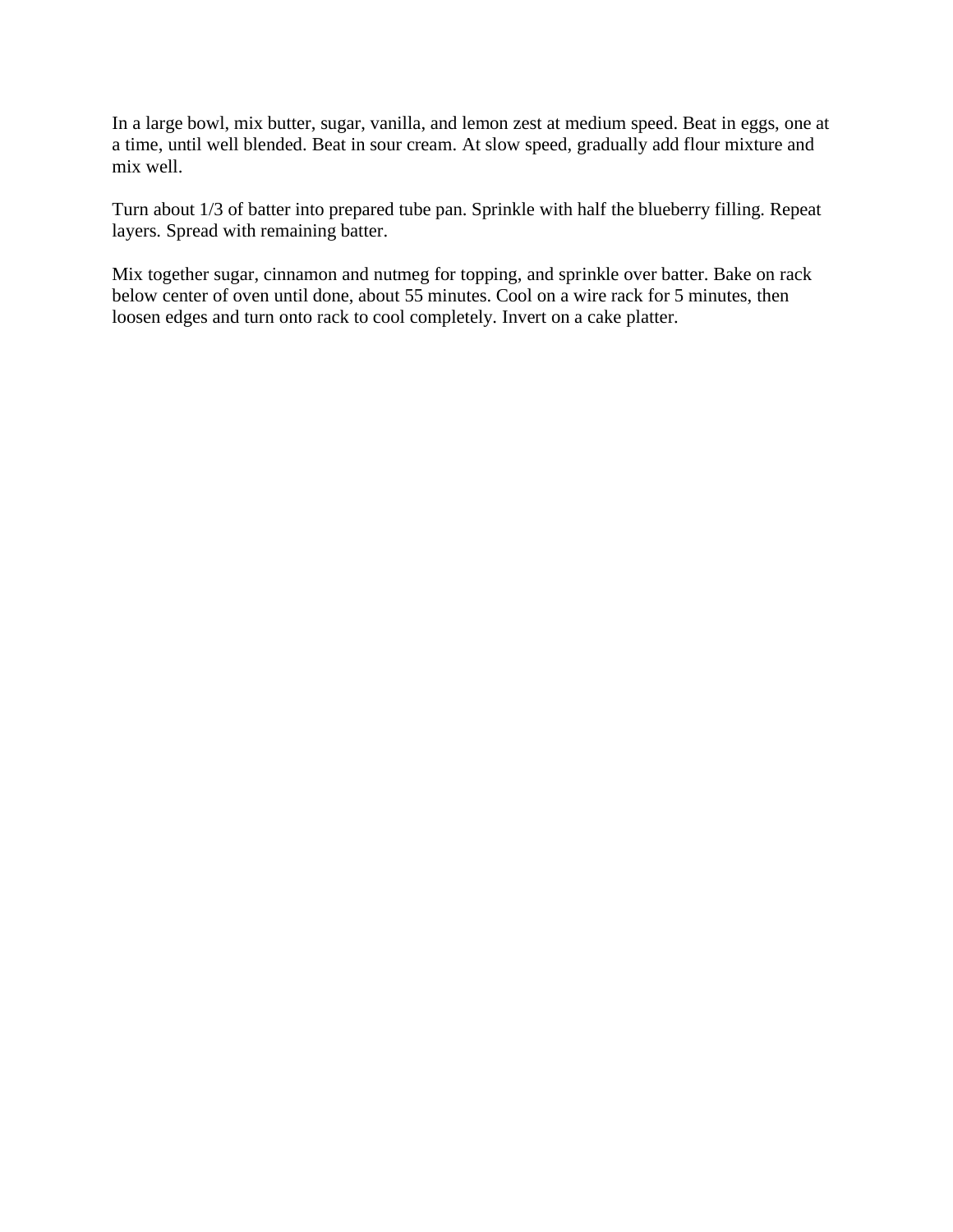In a large bowl, mix butter, sugar, vanilla, and lemon zest at medium speed. Beat in eggs, one at a time, until well blended. Beat in sour cream. At slow speed, gradually add flour mixture and mix well.

Turn about 1/3 of batter into prepared tube pan. Sprinkle with half the blueberry filling. Repeat layers. Spread with remaining batter.

Mix together sugar, cinnamon and nutmeg for topping, and sprinkle over batter. Bake on rack below center of oven until done, about 55 minutes. Cool on a wire rack for 5 minutes, then loosen edges and turn onto rack to cool completely. Invert on a cake platter.